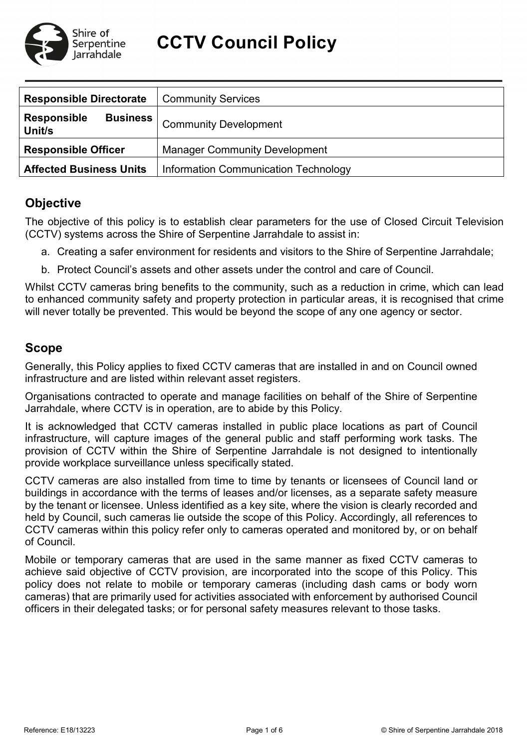# CCTV Council Policy

| Responsible Directorate | Community Services |
|---|---|
| **Responsible Business Unit/s** | Community Development |
| **Responsible Officer** | Manager Community Development |
| **Affected Business Units** | Information Communication Technology |

## Objective

The objective of this policy is to establish clear parameters for the use of Closed Circuit Television (CCTV) systems across the Shire of Serpentine Jarrahdale to assist in:

a. Creating a safer environment for residents and visitors to the Shire of Serpentine Jarrahdale;

b. Protect Council's assets and other assets under the control and care of Council.

Whilst CCTV cameras bring benefits to the community, such as a reduction in crime, which can lead to enhanced community safety and property protection in particular areas, it is recognised that crime will never totally be prevented. This would be beyond the scope of any one agency or sector.

## Scope

Generally, this Policy applies to fixed CCTV cameras that are installed in and on Council owned infrastructure and are listed within relevant asset registers.

Organisations contracted to operate and manage facilities on behalf of the Shire of Serpentine Jarrahdale, where CCTV is in operation, are to abide by this Policy.

It is acknowledged that CCTV cameras installed in public place locations as part of Council infrastructure, will capture images of the general public and staff performing work tasks. The provision of CCTV within the Shire of Serpentine Jarrahdale is not designed to intentionally provide workplace surveillance unless specifically stated.

CCTV cameras are also installed from time to time by tenants or licensees of Council land or buildings in accordance with the terms of leases and/or licenses, as a separate safety measure by the tenant or licensee. Unless identified as a key site, where the vision is clearly recorded and held by Council, such cameras lie outside the scope of this Policy. Accordingly, all references to CCTV cameras within this policy refer only to cameras operated and monitored by, or on behalf of Council.

Mobile or temporary cameras that are used in the same manner as fixed CCTV cameras to achieve said objective of CCTV provision, are incorporated into the scope of this Policy. This policy does not relate to mobile or temporary cameras (including dash cams or body worn cameras) that are primarily used for activities associated with enforcement by authorised Council officers in their delegated tasks; or for personal safety measures relevant to those tasks.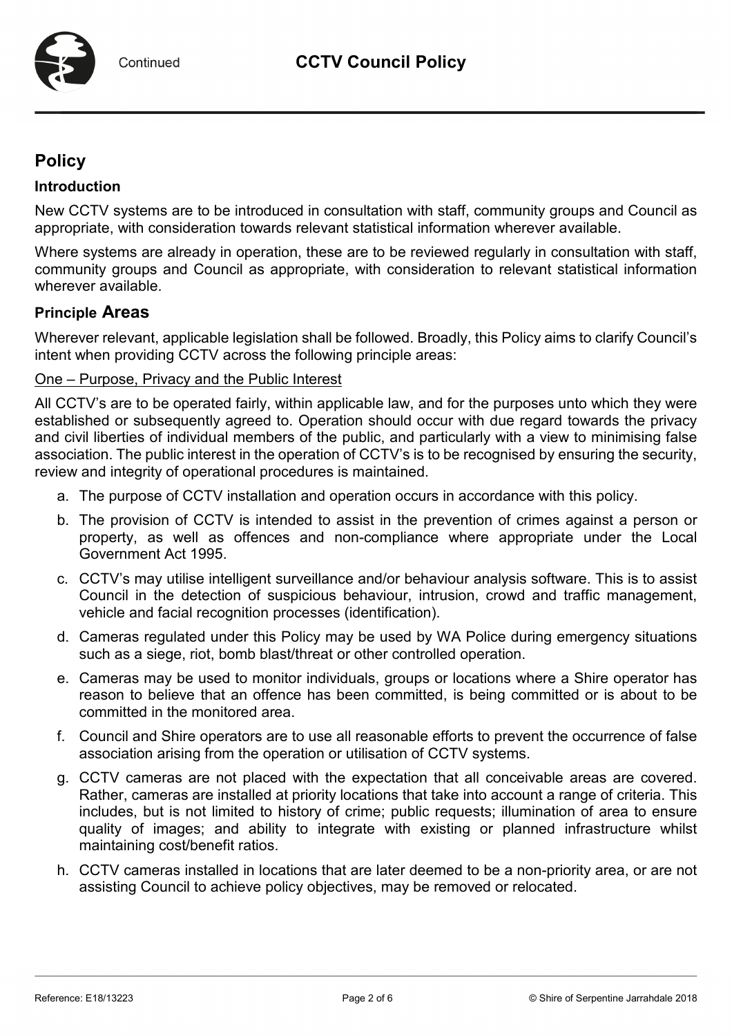## Policy

### Introduction

New CCTV systems are to be introduced in consultation with staff, community groups and Council as appropriate, with consideration towards relevant statistical information wherever available.

Where systems are already in operation, these are to be reviewed regularly in consultation with staff, community groups and Council as appropriate, with consideration to relevant statistical information wherever available.

### Principle Areas

Wherever relevant, applicable legislation shall be followed. Broadly, this Policy aims to clarify Council's intent when providing CCTV across the following principle areas:

<u>One – Purpose, Privacy and the Public Interest</u>

All CCTV's are to be operated fairly, within applicable law, and for the purposes unto which they were established or subsequently agreed to. Operation should occur with due regard towards the privacy and civil liberties of individual members of the public, and particularly with a view to minimising false association. The public interest in the operation of CCTV's is to be recognised by ensuring the security, review and integrity of operational procedures is maintained.

a. The purpose of CCTV installation and operation occurs in accordance with this policy.

b. The provision of CCTV is intended to assist in the prevention of crimes against a person or property, as well as offences and non-compliance where appropriate under the Local Government Act 1995.

c. CCTV's may utilise intelligent surveillance and/or behaviour analysis software. This is to assist Council in the detection of suspicious behaviour, intrusion, crowd and traffic management, vehicle and facial recognition processes (identification).

d. Cameras regulated under this Policy may be used by WA Police during emergency situations such as a siege, riot, bomb blast/threat or other controlled operation.

e. Cameras may be used to monitor individuals, groups or locations where a Shire operator has reason to believe that an offence has been committed, is being committed or is about to be committed in the monitored area.

f. Council and Shire operators are to use all reasonable efforts to prevent the occurrence of false association arising from the operation or utilisation of CCTV systems.

g. CCTV cameras are not placed with the expectation that all conceivable areas are covered. Rather, cameras are installed at priority locations that take into account a range of criteria. This includes, but is not limited to history of crime; public requests; illumination of area to ensure quality of images; and ability to integrate with existing or planned infrastructure whilst maintaining cost/benefit ratios.

h. CCTV cameras installed in locations that are later deemed to be a non-priority area, or are not assisting Council to achieve policy objectives, may be removed or relocated.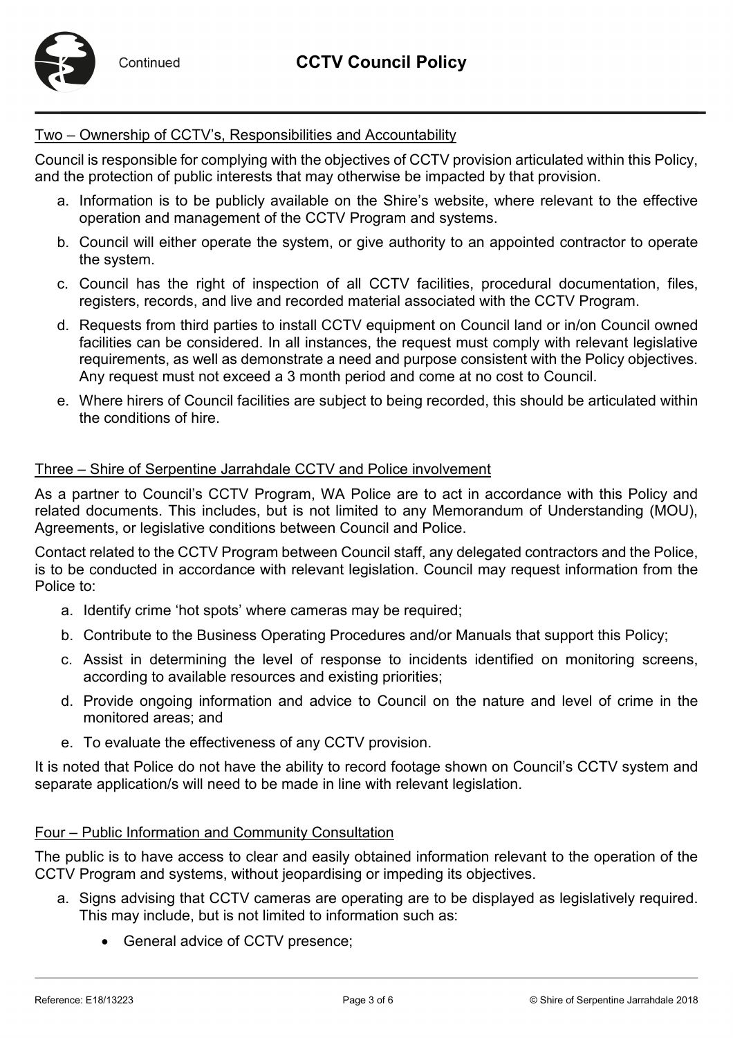Two – Ownership of CCTV's, Responsibilities and Accountability

Council is responsible for complying with the objectives of CCTV provision articulated within this Policy, and the protection of public interests that may otherwise be impacted by that provision.

a. Information is to be publicly available on the Shire's website, where relevant to the effective operation and management of the CCTV Program and systems.

b. Council will either operate the system, or give authority to an appointed contractor to operate the system.

c. Council has the right of inspection of all CCTV facilities, procedural documentation, files, registers, records, and live and recorded material associated with the CCTV Program.

d. Requests from third parties to install CCTV equipment on Council land or in/on Council owned facilities can be considered. In all instances, the request must comply with relevant legislative requirements, as well as demonstrate a need and purpose consistent with the Policy objectives. Any request must not exceed a 3 month period and come at no cost to Council.

e. Where hirers of Council facilities are subject to being recorded, this should be articulated within the conditions of hire.

Three – Shire of Serpentine Jarrahdale CCTV and Police involvement

As a partner to Council's CCTV Program, WA Police are to act in accordance with this Policy and related documents. This includes, but is not limited to any Memorandum of Understanding (MOU), Agreements, or legislative conditions between Council and Police.

Contact related to the CCTV Program between Council staff, any delegated contractors and the Police, is to be conducted in accordance with relevant legislation. Council may request information from the Police to:

a. Identify crime 'hot spots' where cameras may be required;

b. Contribute to the Business Operating Procedures and/or Manuals that support this Policy;

c. Assist in determining the level of response to incidents identified on monitoring screens, according to available resources and existing priorities;

d. Provide ongoing information and advice to Council on the nature and level of crime in the monitored areas; and

e. To evaluate the effectiveness of any CCTV provision.

It is noted that Police do not have the ability to record footage shown on Council's CCTV system and separate application/s will need to be made in line with relevant legislation.

Four – Public Information and Community Consultation

The public is to have access to clear and easily obtained information relevant to the operation of the CCTV Program and systems, without jeopardising or impeding its objectives.

a. Signs advising that CCTV cameras are operating are to be displayed as legislatively required. This may include, but is not limited to information such as:

    - General advice of CCTV presence;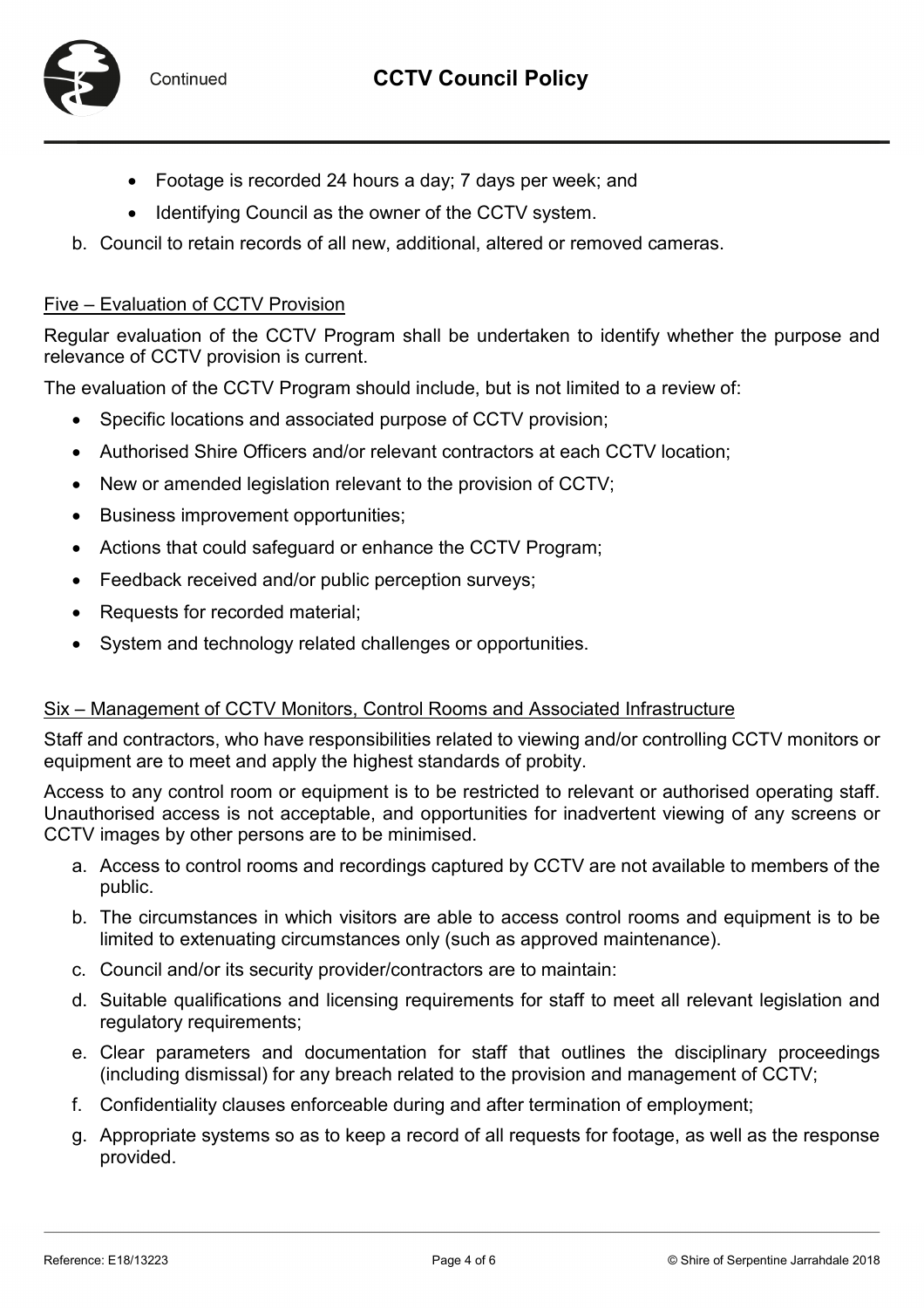- Footage is recorded 24 hours a day; 7 days per week; and
- Identifying Council as the owner of the CCTV system.

b. Council to retain records of all new, additional, altered or removed cameras.

Five – Evaluation of CCTV Provision

Regular evaluation of the CCTV Program shall be undertaken to identify whether the purpose and relevance of CCTV provision is current.

The evaluation of the CCTV Program should include, but is not limited to a review of:

- Specific locations and associated purpose of CCTV provision;
- Authorised Shire Officers and/or relevant contractors at each CCTV location;
- New or amended legislation relevant to the provision of CCTV;
- Business improvement opportunities;
- Actions that could safeguard or enhance the CCTV Program;
- Feedback received and/or public perception surveys;
- Requests for recorded material;
- System and technology related challenges or opportunities.

Six – Management of CCTV Monitors, Control Rooms and Associated Infrastructure

Staff and contractors, who have responsibilities related to viewing and/or controlling CCTV monitors or equipment are to meet and apply the highest standards of probity.

Access to any control room or equipment is to be restricted to relevant or authorised operating staff. Unauthorised access is not acceptable, and opportunities for inadvertent viewing of any screens or CCTV images by other persons are to be minimised.

a. Access to control rooms and recordings captured by CCTV are not available to members of the public.
b. The circumstances in which visitors are able to access control rooms and equipment is to be limited to extenuating circumstances only (such as approved maintenance).
c. Council and/or its security provider/contractors are to maintain:
d. Suitable qualifications and licensing requirements for staff to meet all relevant legislation and regulatory requirements;
e. Clear parameters and documentation for staff that outlines the disciplinary proceedings (including dismissal) for any breach related to the provision and management of CCTV;
f. Confidentiality clauses enforceable during and after termination of employment;
g. Appropriate systems so as to keep a record of all requests for footage, as well as the response provided.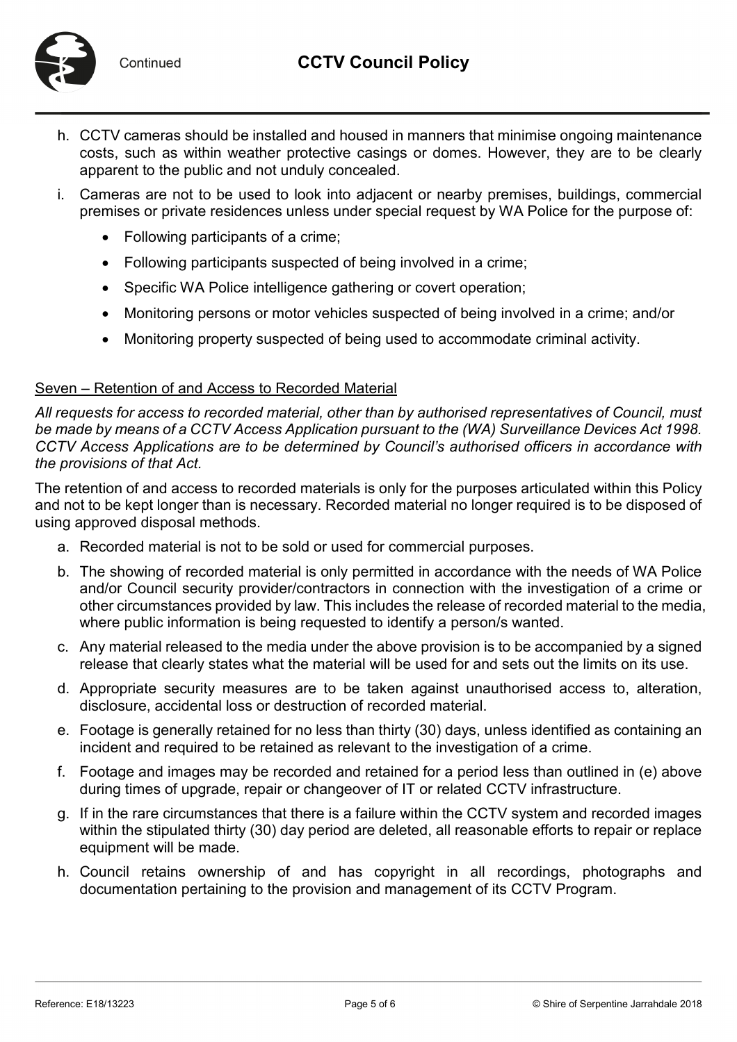h. CCTV cameras should be installed and housed in manners that minimise ongoing maintenance costs, such as within weather protective casings or domes. However, they are to be clearly apparent to the public and not unduly concealed.

i. Cameras are not to be used to look into adjacent or nearby premises, buildings, commercial premises or private residences unless under special request by WA Police for the purpose of:

   - Following participants of a crime;
   - Following participants suspected of being involved in a crime;
   - Specific WA Police intelligence gathering or covert operation;
   - Monitoring persons or motor vehicles suspected of being involved in a crime; and/or
   - Monitoring property suspected of being used to accommodate criminal activity.

<u>Seven – Retention of and Access to Recorded Material</u>

*All requests for access to recorded material, other than by authorised representatives of Council, must be made by means of a CCTV Access Application pursuant to the (WA) Surveillance Devices Act 1998. CCTV Access Applications are to be determined by Council's authorised officers in accordance with the provisions of that Act.*

The retention of and access to recorded materials is only for the purposes articulated within this Policy and not to be kept longer than is necessary. Recorded material no longer required is to be disposed of using approved disposal methods.

a. Recorded material is not to be sold or used for commercial purposes.

b. The showing of recorded material is only permitted in accordance with the needs of WA Police and/or Council security provider/contractors in connection with the investigation of a crime or other circumstances provided by law. This includes the release of recorded material to the media, where public information is being requested to identify a person/s wanted.

c. Any material released to the media under the above provision is to be accompanied by a signed release that clearly states what the material will be used for and sets out the limits on its use.

d. Appropriate security measures are to be taken against unauthorised access to, alteration, disclosure, accidental loss or destruction of recorded material.

e. Footage is generally retained for no less than thirty (30) days, unless identified as containing an incident and required to be retained as relevant to the investigation of a crime.

f. Footage and images may be recorded and retained for a period less than outlined in (e) above during times of upgrade, repair or changeover of IT or related CCTV infrastructure.

g. If in the rare circumstances that there is a failure within the CCTV system and recorded images within the stipulated thirty (30) day period are deleted, all reasonable efforts to repair or replace equipment will be made.

h. Council retains ownership of and has copyright in all recordings, photographs and documentation pertaining to the provision and management of its CCTV Program.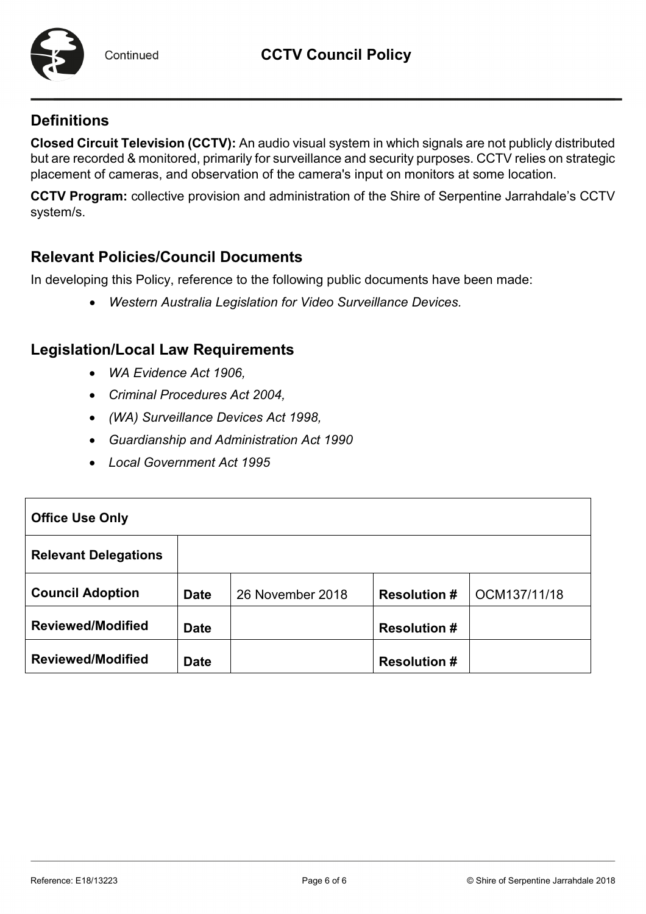## Definitions

**Closed Circuit Television (CCTV):** An audio visual system in which signals are not publicly distributed but are recorded & monitored, primarily for surveillance and security purposes. CCTV relies on strategic placement of cameras, and observation of the camera's input on monitors at some location.

**CCTV Program:** collective provision and administration of the Shire of Serpentine Jarrahdale's CCTV system/s.

## Relevant Policies/Council Documents

In developing this Policy, reference to the following public documents have been made:

- *Western Australia Legislation for Video Surveillance Devices.*

## Legislation/Local Law Requirements

- *WA Evidence Act 1906,*
- *Criminal Procedures Act 2004,*
- *(WA) Surveillance Devices Act 1998,*
- *Guardianship and Administration Act 1990*
- *Local Government Act 1995*

| **Office Use Only** | | | | |
|---|---|---|---|---|
| **Relevant Delegations** | | | | |
| **Council Adoption** | **Date** | 26 November 2018 | **Resolution #** | OCM137/11/18 |
| **Reviewed/Modified** | **Date** | | **Resolution #** | |
| **Reviewed/Modified** | **Date** | | **Resolution #** | |